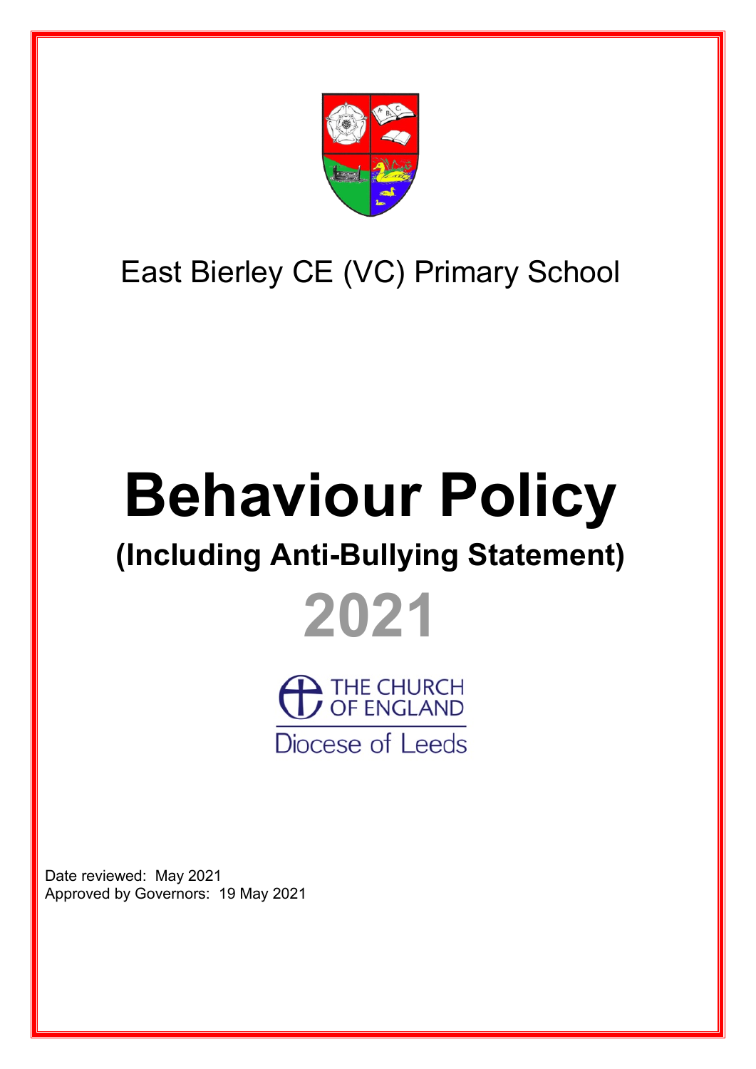East Bierley CE (VC) Primary School

# Behaviour Policy

## (Including Anti-Bullying Statement)

## 2021

THE CHURCH OF ENGLAND
Diocese of Leeds

Date reviewed: May 2021
Approved by Governors: 19 May 2021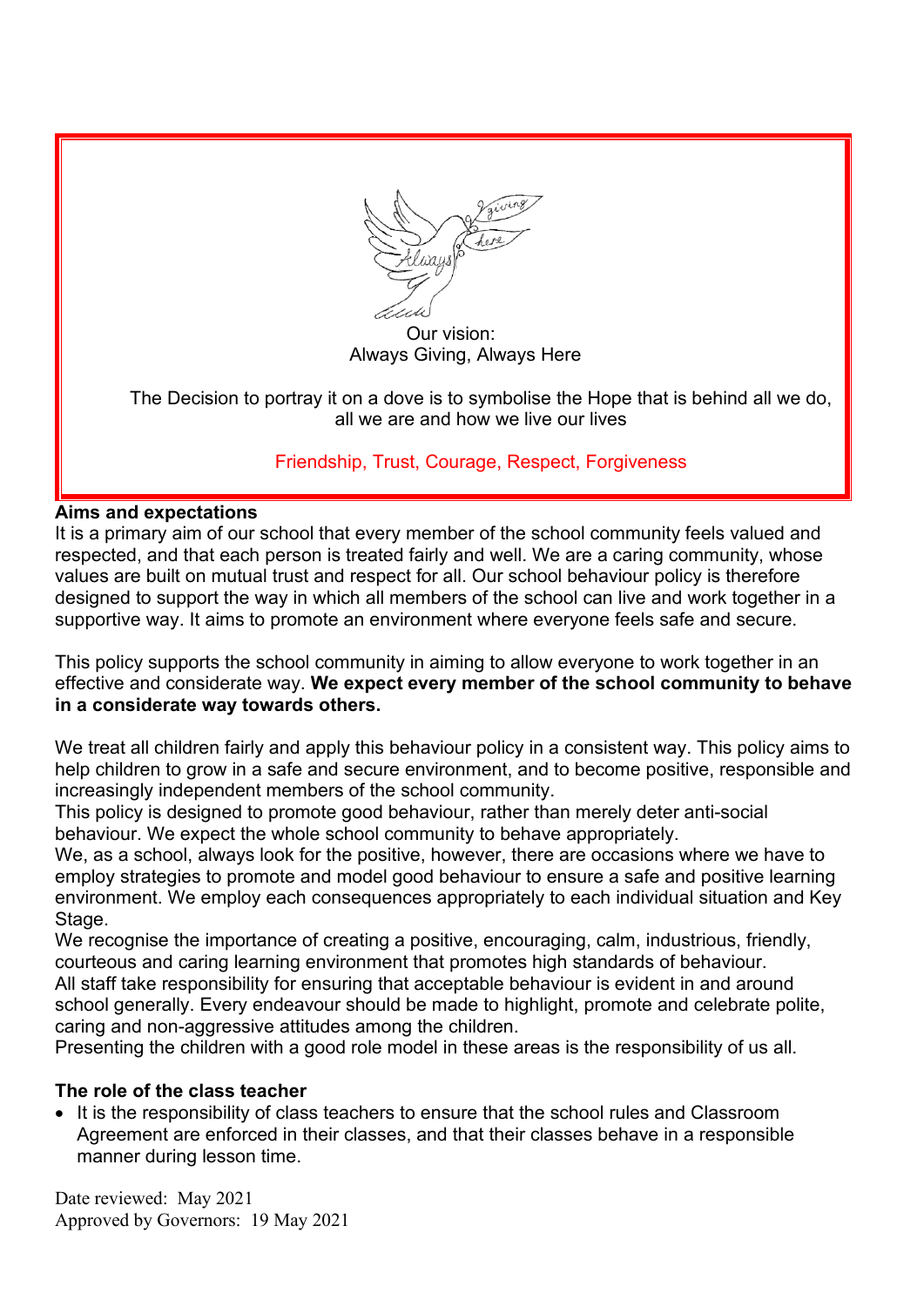Our vision:
Always Giving, Always Here

The Decision to portray it on a dove is to symbolise the Hope that is behind all we do, all we are and how we live our lives

Friendship, Trust, Courage, Respect, Forgiveness

## Aims and expectations

It is a primary aim of our school that every member of the school community feels valued and respected, and that each person is treated fairly and well. We are a caring community, whose values are built on mutual trust and respect for all. Our school behaviour policy is therefore designed to support the way in which all members of the school can live and work together in a supportive way. It aims to promote an environment where everyone feels safe and secure.

This policy supports the school community in aiming to allow everyone to work together in an effective and considerate way. **We expect every member of the school community to behave in a considerate way towards others.**

We treat all children fairly and apply this behaviour policy in a consistent way. This policy aims to help children to grow in a safe and secure environment, and to become positive, responsible and increasingly independent members of the school community.
This policy is designed to promote good behaviour, rather than merely deter anti-social behaviour. We expect the whole school community to behave appropriately.
We, as a school, always look for the positive, however, there are occasions where we have to employ strategies to promote and model good behaviour to ensure a safe and positive learning environment. We employ each consequences appropriately to each individual situation and Key Stage.
We recognise the importance of creating a positive, encouraging, calm, industrious, friendly, courteous and caring learning environment that promotes high standards of behaviour.
All staff take responsibility for ensuring that acceptable behaviour is evident in and around school generally. Every endeavour should be made to highlight, promote and celebrate polite, caring and non-aggressive attitudes among the children.
Presenting the children with a good role model in these areas is the responsibility of us all.

## The role of the class teacher

- It is the responsibility of class teachers to ensure that the school rules and Classroom Agreement are enforced in their classes, and that their classes behave in a responsible manner during lesson time.

Date reviewed: May 2021
Approved by Governors: 19 May 2021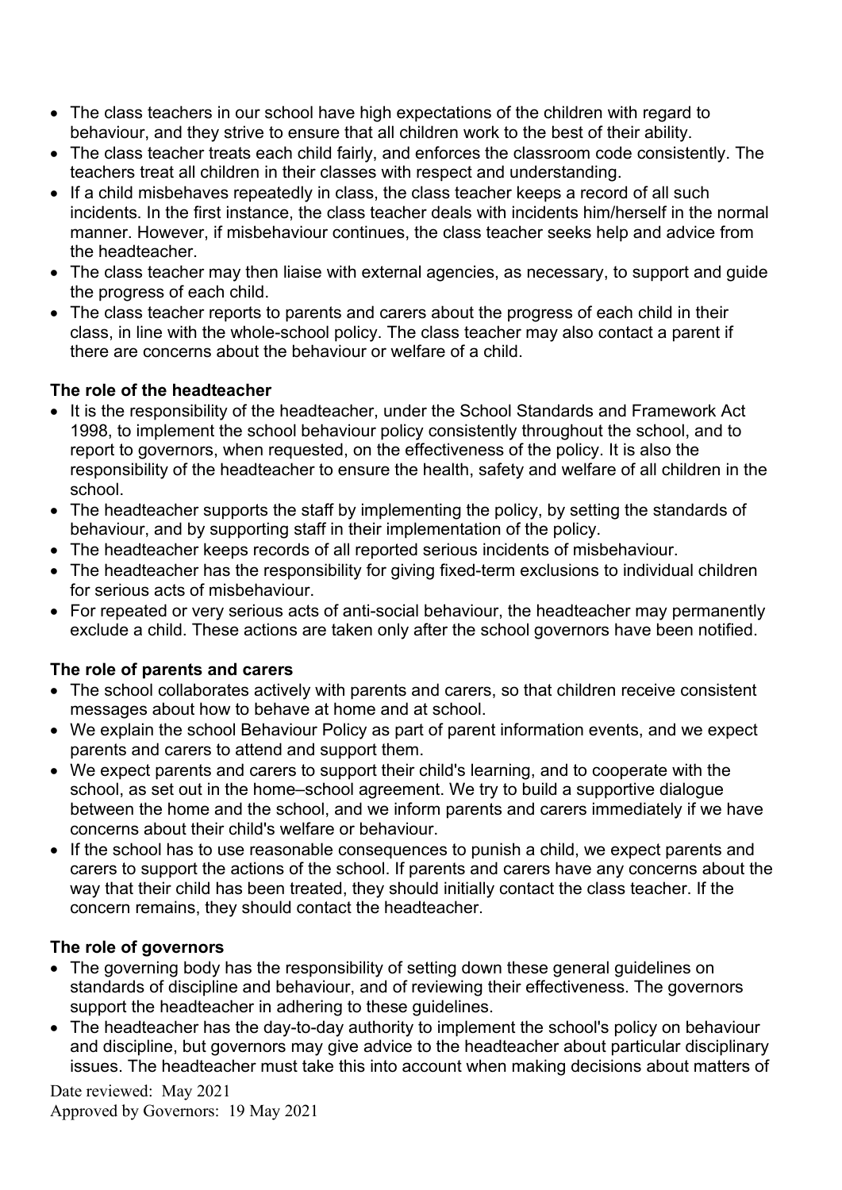- The class teachers in our school have high expectations of the children with regard to behaviour, and they strive to ensure that all children work to the best of their ability.
- The class teacher treats each child fairly, and enforces the classroom code consistently. The teachers treat all children in their classes with respect and understanding.
- If a child misbehaves repeatedly in class, the class teacher keeps a record of all such incidents. In the first instance, the class teacher deals with incidents him/herself in the normal manner. However, if misbehaviour continues, the class teacher seeks help and advice from the headteacher.
- The class teacher may then liaise with external agencies, as necessary, to support and guide the progress of each child.
- The class teacher reports to parents and carers about the progress of each child in their class, in line with the whole-school policy. The class teacher may also contact a parent if there are concerns about the behaviour or welfare of a child.

**The role of the headteacher**

- It is the responsibility of the headteacher, under the School Standards and Framework Act 1998, to implement the school behaviour policy consistently throughout the school, and to report to governors, when requested, on the effectiveness of the policy. It is also the responsibility of the headteacher to ensure the health, safety and welfare of all children in the school.
- The headteacher supports the staff by implementing the policy, by setting the standards of behaviour, and by supporting staff in their implementation of the policy.
- The headteacher keeps records of all reported serious incidents of misbehaviour.
- The headteacher has the responsibility for giving fixed-term exclusions to individual children for serious acts of misbehaviour.
- For repeated or very serious acts of anti-social behaviour, the headteacher may permanently exclude a child. These actions are taken only after the school governors have been notified.

**The role of parents and carers**

- The school collaborates actively with parents and carers, so that children receive consistent messages about how to behave at home and at school.
- We explain the school Behaviour Policy as part of parent information events, and we expect parents and carers to attend and support them.
- We expect parents and carers to support their child's learning, and to cooperate with the school, as set out in the home–school agreement. We try to build a supportive dialogue between the home and the school, and we inform parents and carers immediately if we have concerns about their child's welfare or behaviour.
- If the school has to use reasonable consequences to punish a child, we expect parents and carers to support the actions of the school. If parents and carers have any concerns about the way that their child has been treated, they should initially contact the class teacher. If the concern remains, they should contact the headteacher.

**The role of governors**

- The governing body has the responsibility of setting down these general guidelines on standards of discipline and behaviour, and of reviewing their effectiveness. The governors support the headteacher in adhering to these guidelines.
- The headteacher has the day-to-day authority to implement the school's policy on behaviour and discipline, but governors may give advice to the headteacher about particular disciplinary issues. The headteacher must take this into account when making decisions about matters of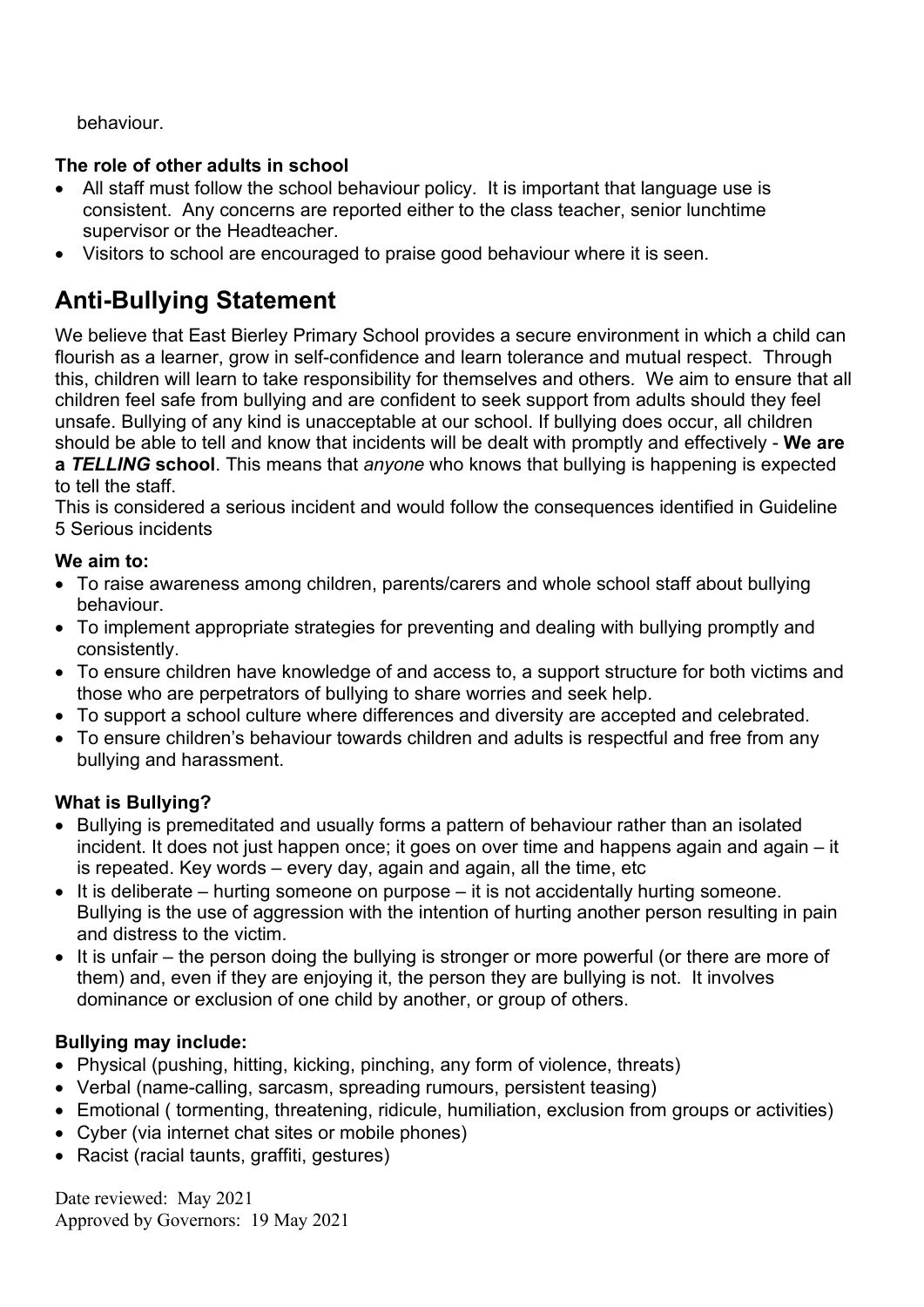behaviour.

**The role of other adults in school**

- All staff must follow the school behaviour policy. It is important that language use is consistent. Any concerns are reported either to the class teacher, senior lunchtime supervisor or the Headteacher.
- Visitors to school are encouraged to praise good behaviour where it is seen.

# Anti-Bullying Statement

We believe that East Bierley Primary School provides a secure environment in which a child can flourish as a learner, grow in self-confidence and learn tolerance and mutual respect. Through this, children will learn to take responsibility for themselves and others. We aim to ensure that all children feel safe from bullying and are confident to seek support from adults should they feel unsafe. Bullying of any kind is unacceptable at our school. If bullying does occur, all children should be able to tell and know that incidents will be dealt with promptly and effectively - **We are a *TELLING* school**. This means that *anyone* who knows that bullying is happening is expected to tell the staff.

This is considered a serious incident and would follow the consequences identified in Guideline 5 Serious incidents

**We aim to:**

- To raise awareness among children, parents/carers and whole school staff about bullying behaviour.
- To implement appropriate strategies for preventing and dealing with bullying promptly and consistently.
- To ensure children have knowledge of and access to, a support structure for both victims and those who are perpetrators of bullying to share worries and seek help.
- To support a school culture where differences and diversity are accepted and celebrated.
- To ensure children's behaviour towards children and adults is respectful and free from any bullying and harassment.

**What is Bullying?**

- Bullying is premeditated and usually forms a pattern of behaviour rather than an isolated incident. It does not just happen once; it goes on over time and happens again and again – it is repeated. Key words – every day, again and again, all the time, etc
- It is deliberate – hurting someone on purpose – it is not accidentally hurting someone. Bullying is the use of aggression with the intention of hurting another person resulting in pain and distress to the victim.
- It is unfair – the person doing the bullying is stronger or more powerful (or there are more of them) and, even if they are enjoying it, the person they are bullying is not. It involves dominance or exclusion of one child by another, or group of others.

**Bullying may include:**

- Physical (pushing, hitting, kicking, pinching, any form of violence, threats)
- Verbal (name-calling, sarcasm, spreading rumours, persistent teasing)
- Emotional ( tormenting, threatening, ridicule, humiliation, exclusion from groups or activities)
- Cyber (via internet chat sites or mobile phones)
- Racist (racial taunts, graffiti, gestures)

Date reviewed: May 2021
Approved by Governors: 19 May 2021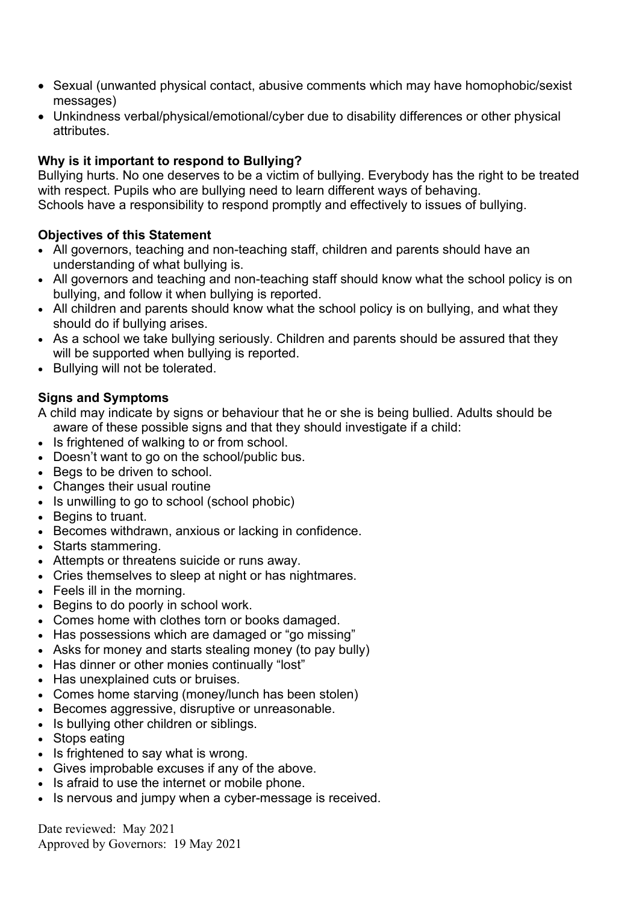- Sexual (unwanted physical contact, abusive comments which may have homophobic/sexist messages)
- Unkindness verbal/physical/emotional/cyber due to disability differences or other physical attributes.

**Why is it important to respond to Bullying?**

Bullying hurts. No one deserves to be a victim of bullying. Everybody has the right to be treated with respect. Pupils who are bullying need to learn different ways of behaving.
Schools have a responsibility to respond promptly and effectively to issues of bullying.

**Objectives of this Statement**

- All governors, teaching and non-teaching staff, children and parents should have an understanding of what bullying is.
- All governors and teaching and non-teaching staff should know what the school policy is on bullying, and follow it when bullying is reported.
- All children and parents should know what the school policy is on bullying, and what they should do if bullying arises.
- As a school we take bullying seriously. Children and parents should be assured that they will be supported when bullying is reported.
- Bullying will not be tolerated.

**Signs and Symptoms**

A child may indicate by signs or behaviour that he or she is being bullied. Adults should be aware of these possible signs and that they should investigate if a child:

- Is frightened of walking to or from school.
- Doesn't want to go on the school/public bus.
- Begs to be driven to school.
- Changes their usual routine
- Is unwilling to go to school (school phobic)
- Begins to truant.
- Becomes withdrawn, anxious or lacking in confidence.
- Starts stammering.
- Attempts or threatens suicide or runs away.
- Cries themselves to sleep at night or has nightmares.
- Feels ill in the morning.
- Begins to do poorly in school work.
- Comes home with clothes torn or books damaged.
- Has possessions which are damaged or "go missing"
- Asks for money and starts stealing money (to pay bully)
- Has dinner or other monies continually "lost"
- Has unexplained cuts or bruises.
- Comes home starving (money/lunch has been stolen)
- Becomes aggressive, disruptive or unreasonable.
- Is bullying other children or siblings.
- Stops eating
- Is frightened to say what is wrong.
- Gives improbable excuses if any of the above.
- Is afraid to use the internet or mobile phone.
- Is nervous and jumpy when a cyber-message is received.

Date reviewed: May 2021
Approved by Governors: 19 May 2021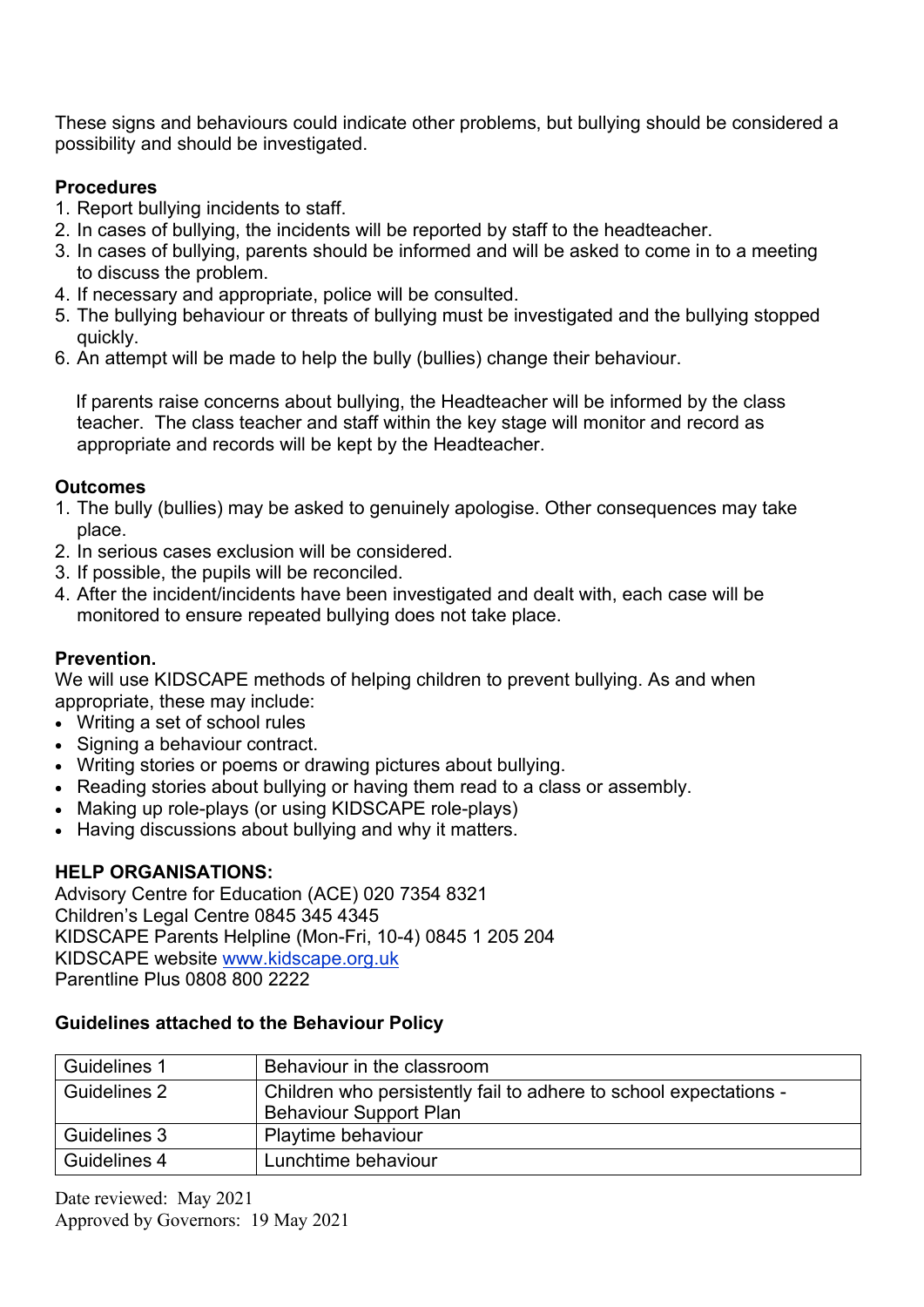These signs and behaviours could indicate other problems, but bullying should be considered a possibility and should be investigated.

**Procedures**

1. Report bullying incidents to staff.
2. In cases of bullying, the incidents will be reported by staff to the headteacher.
3. In cases of bullying, parents should be informed and will be asked to come in to a meeting to discuss the problem.
4. If necessary and appropriate, police will be consulted.
5. The bullying behaviour or threats of bullying must be investigated and the bullying stopped quickly.
6. An attempt will be made to help the bully (bullies) change their behaviour.

If parents raise concerns about bullying, the Headteacher will be informed by the class teacher. The class teacher and staff within the key stage will monitor and record as appropriate and records will be kept by the Headteacher.

**Outcomes**

1. The bully (bullies) may be asked to genuinely apologise. Other consequences may take place.
2. In serious cases exclusion will be considered.
3. If possible, the pupils will be reconciled.
4. After the incident/incidents have been investigated and dealt with, each case will be monitored to ensure repeated bullying does not take place.

**Prevention.**

We will use KIDSCAPE methods of helping children to prevent bullying. As and when appropriate, these may include:

- Writing a set of school rules
- Signing a behaviour contract.
- Writing stories or poems or drawing pictures about bullying.
- Reading stories about bullying or having them read to a class or assembly.
- Making up role-plays (or using KIDSCAPE role-plays)
- Having discussions about bullying and why it matters.

**HELP ORGANISATIONS:**

Advisory Centre for Education (ACE) 020 7354 8321
Children's Legal Centre 0845 345 4345
KIDSCAPE Parents Helpline (Mon-Fri, 10-4) 0845 1 205 204
KIDSCAPE website www.kidscape.org.uk
Parentline Plus 0808 800 2222

**Guidelines attached to the Behaviour Policy**

| Guidelines 1 | Behaviour in the classroom |
|---|---|
| Guidelines 2 | Children who persistently fail to adhere to school expectations - Behaviour Support Plan |
| Guidelines 3 | Playtime behaviour |
| Guidelines 4 | Lunchtime behaviour |

Date reviewed: May 2021
Approved by Governors: 19 May 2021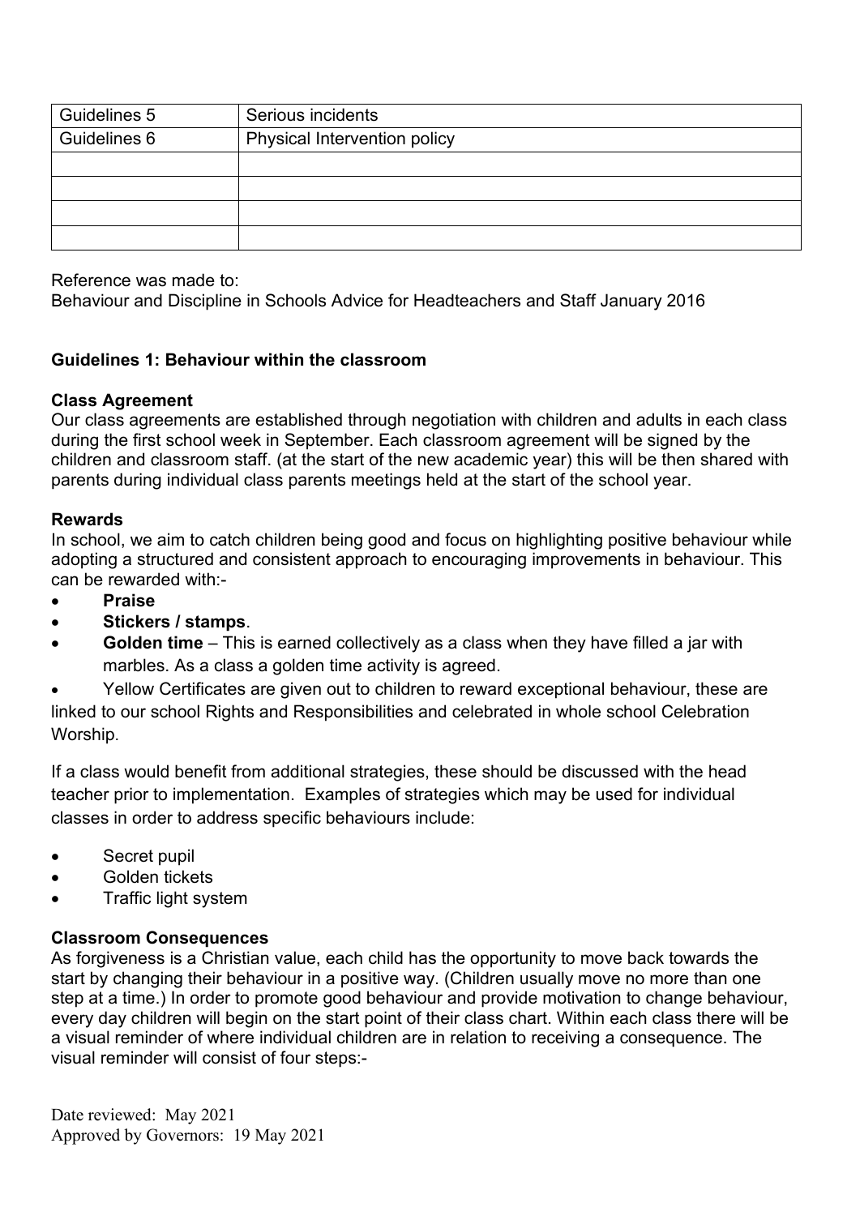| Guidelines 5 | Serious incidents |
|---|---|
| Guidelines 6 | Physical Intervention policy |
| | |
| | |
| | |
| | |

Reference was made to:
Behaviour and Discipline in Schools Advice for Headteachers and Staff January 2016

**Guidelines 1: Behaviour within the classroom**

**Class Agreement**
Our class agreements are established through negotiation with children and adults in each class during the first school week in September. Each classroom agreement will be signed by the children and classroom staff. (at the start of the new academic year) this will be then shared with parents during individual class parents meetings held at the start of the school year.

**Rewards**
In school, we aim to catch children being good and focus on highlighting positive behaviour while adopting a structured and consistent approach to encouraging improvements in behaviour. This can be rewarded with:-

- **Praise**
- **Stickers / stamps**.
- **Golden time** – This is earned collectively as a class when they have filled a jar with marbles. As a class a golden time activity is agreed.
- Yellow Certificates are given out to children to reward exceptional behaviour, these are linked to our school Rights and Responsibilities and celebrated in whole school Celebration Worship.

If a class would benefit from additional strategies, these should be discussed with the head teacher prior to implementation. Examples of strategies which may be used for individual classes in order to address specific behaviours include:

- Secret pupil
- Golden tickets
- Traffic light system

**Classroom Consequences**
As forgiveness is a Christian value, each child has the opportunity to move back towards the start by changing their behaviour in a positive way. (Children usually move no more than one step at a time.) In order to promote good behaviour and provide motivation to change behaviour, every day children will begin on the start point of their class chart. Within each class there will be a visual reminder of where individual children are in relation to receiving a consequence. The visual reminder will consist of four steps:-

Date reviewed: May 2021
Approved by Governors: 19 May 2021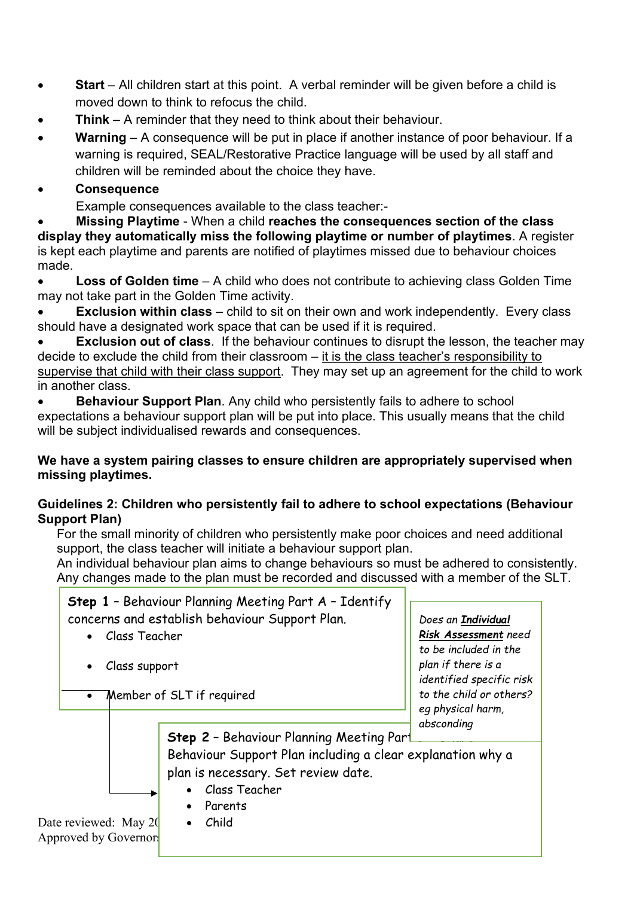- **Start** – All children start at this point. A verbal reminder will be given before a child is moved down to think to refocus the child.
- **Think** – A reminder that they need to think about their behaviour.
- **Warning** – A consequence will be put in place if another instance of poor behaviour. If a warning is required, SEAL/Restorative Practice language will be used by all staff and children will be reminded about the choice they have.
- **Consequence**

  Example consequences available to the class teacher:-

- **Missing Playtime** - When a child **reaches the consequences section of the class display they automatically miss the following playtime or number of playtimes**. A register is kept each playtime and parents are notified of playtimes missed due to behaviour choices made.
- **Loss of Golden time** – A child who does not contribute to achieving class Golden Time may not take part in the Golden Time activity.
- **Exclusion within class** – child to sit on their own and work independently. Every class should have a designated work space that can be used if it is required.
- **Exclusion out of class**. If the behaviour continues to disrupt the lesson, the teacher may decide to exclude the child from their classroom – <u>it is the class teacher's responsibility to supervise that child with their class support</u>. They may set up an agreement for the child to work in another class.
- **Behaviour Support Plan**. Any child who persistently fails to adhere to school expectations a behaviour support plan will be put into place. This usually means that the child will be subject individualised rewards and consequences.

**We have a system pairing classes to ensure children are appropriately supervised when missing playtimes.**

**Guidelines 2: Children who persistently fail to adhere to school expectations (Behaviour Support Plan)**

For the small minority of children who persistently make poor choices and need additional support, the class teacher will initiate a behaviour support plan.

An individual behaviour plan aims to change behaviours so must be adhered to consistently. Any changes made to the plan must be recorded and discussed with a member of the SLT.

**Step 1** – Behaviour Planning Meeting Part A – Identify concerns and establish behaviour Support Plan.

- Class Teacher
- Class support
- Member of SLT if required

*Does an **Individual Risk Assessment** need to be included in the plan if there is a identified specific risk to the child or others? eg physical harm, absconding*

**Step 2** – Behaviour Planning Meeting Part ... Behaviour Support Plan including a clear explanation why a plan is necessary. Set review date.

- Class Teacher
- Parents
- Child

Date reviewed: May 20
Approved by Governors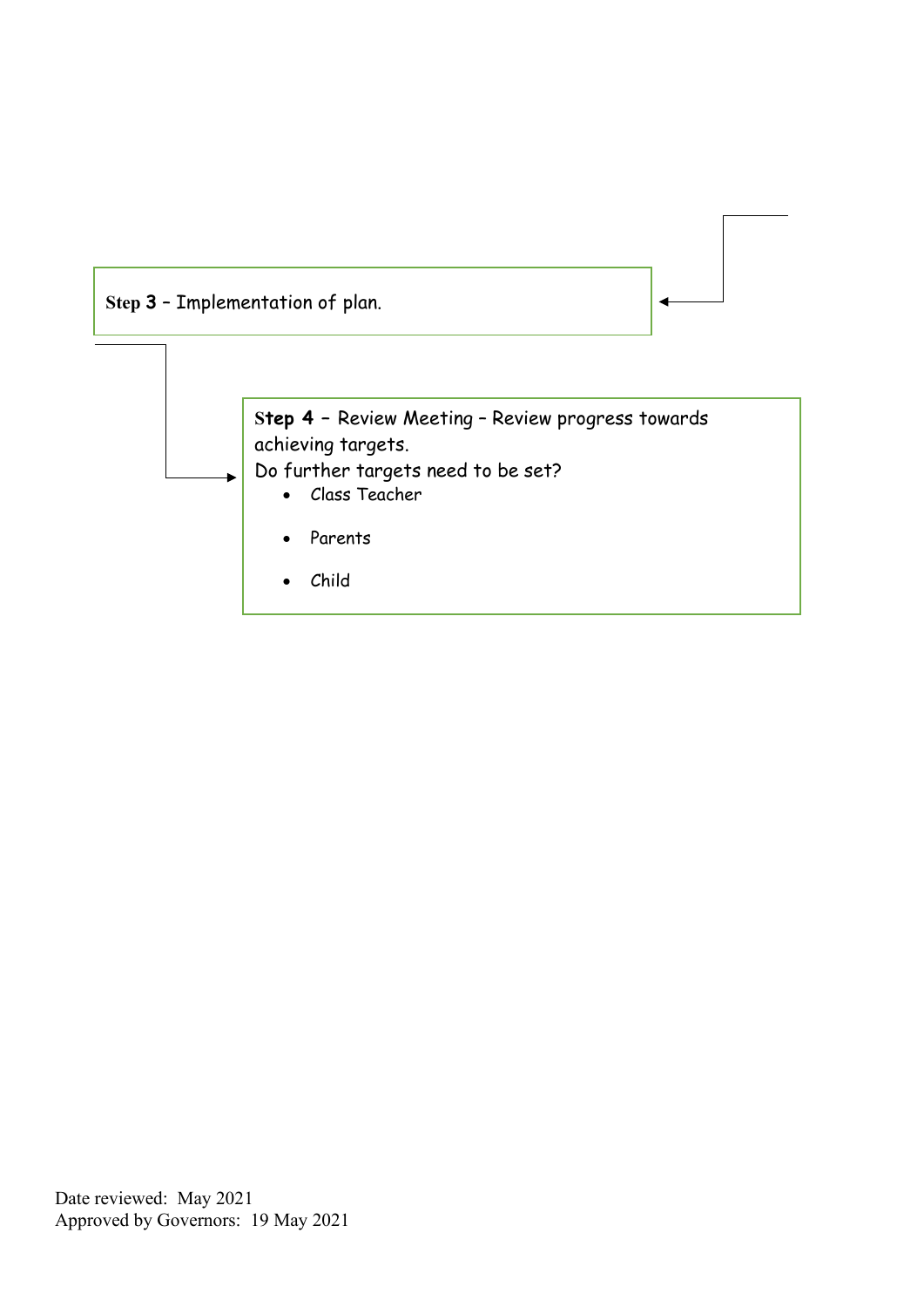**Step 3** – Implementation of plan.

**Step 4** – Review Meeting – Review progress towards achieving targets.
Do further targets need to be set?

- Class Teacher
- Parents
- Child

Date reviewed: May 2021
Approved by Governors: 19 May 2021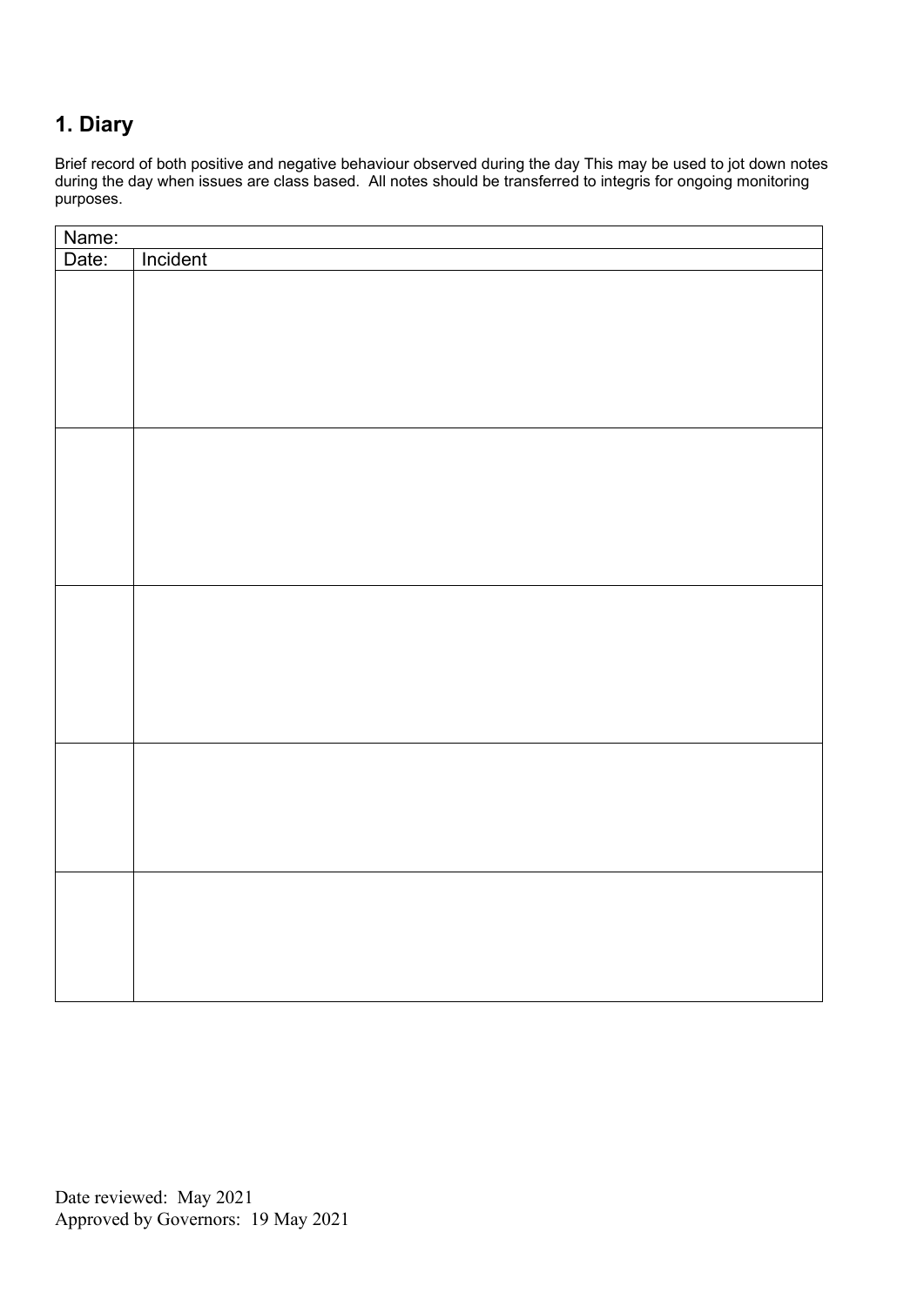## 1. Diary

Brief record of both positive and negative behaviour observed during the day This may be used to jot down notes during the day when issues are class based. All notes should be transferred to integris for ongoing monitoring purposes.

| Name: | |
|---|---|
| Date: | Incident |
| | |
| | |
| | |
| | |
| | |

Date reviewed: May 2021
Approved by Governors: 19 May 2021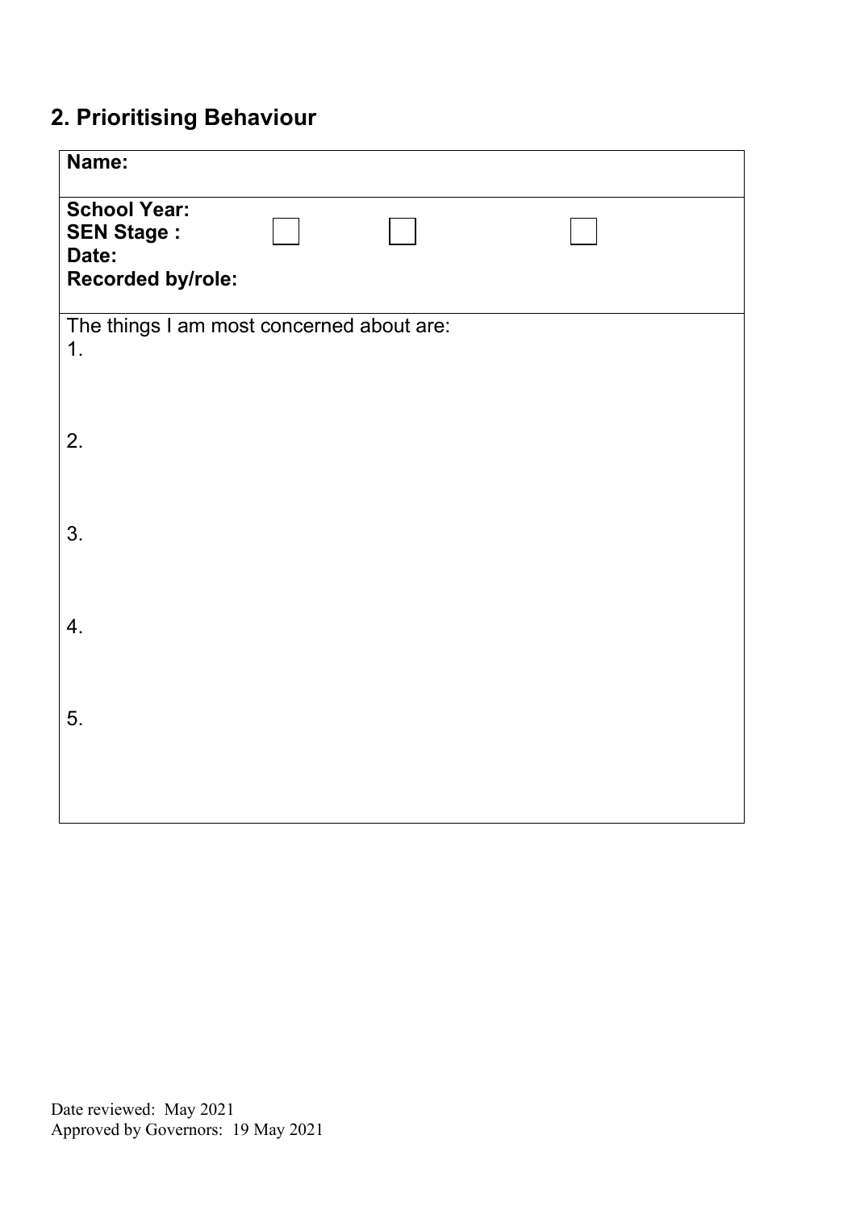## 2. Prioritising Behaviour

| **Name:** |
|---|
| **School Year:**<br>**SEN Stage :** ☐ ☐ ☐<br>**Date:**<br>**Recorded by/role:** |
| The things I am most concerned about are:<br>1.<br><br>2.<br><br>3.<br><br>4.<br><br>5. |

Date reviewed: May 2021
Approved by Governors: 19 May 2021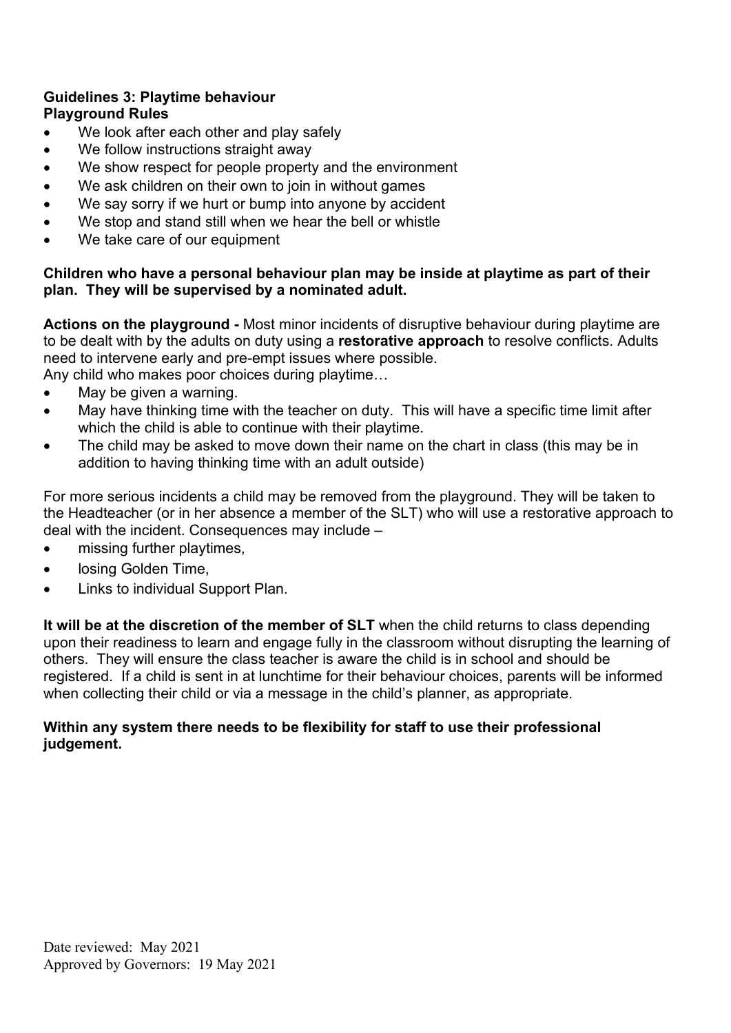### Guidelines 3: Playtime behaviour

**Playground Rules**

- We look after each other and play safely
- We follow instructions straight away
- We show respect for people property and the environment
- We ask children on their own to join in without games
- We say sorry if we hurt or bump into anyone by accident
- We stop and stand still when we hear the bell or whistle
- We take care of our equipment

**Children who have a personal behaviour plan may be inside at playtime as part of their plan. They will be supervised by a nominated adult.**

**Actions on the playground -** Most minor incidents of disruptive behaviour during playtime are to be dealt with by the adults on duty using a **restorative approach** to resolve conflicts. Adults need to intervene early and pre-empt issues where possible.

Any child who makes poor choices during playtime…

- May be given a warning.
- May have thinking time with the teacher on duty. This will have a specific time limit after which the child is able to continue with their playtime.
- The child may be asked to move down their name on the chart in class (this may be in addition to having thinking time with an adult outside)

For more serious incidents a child may be removed from the playground. They will be taken to the Headteacher (or in her absence a member of the SLT) who will use a restorative approach to deal with the incident. Consequences may include –

- missing further playtimes,
- losing Golden Time,
- Links to individual Support Plan.

**It will be at the discretion of the member of SLT** when the child returns to class depending upon their readiness to learn and engage fully in the classroom without disrupting the learning of others. They will ensure the class teacher is aware the child is in school and should be registered. If a child is sent in at lunchtime for their behaviour choices, parents will be informed when collecting their child or via a message in the child's planner, as appropriate.

**Within any system there needs to be flexibility for staff to use their professional judgement.**

Date reviewed: May 2021
Approved by Governors: 19 May 2021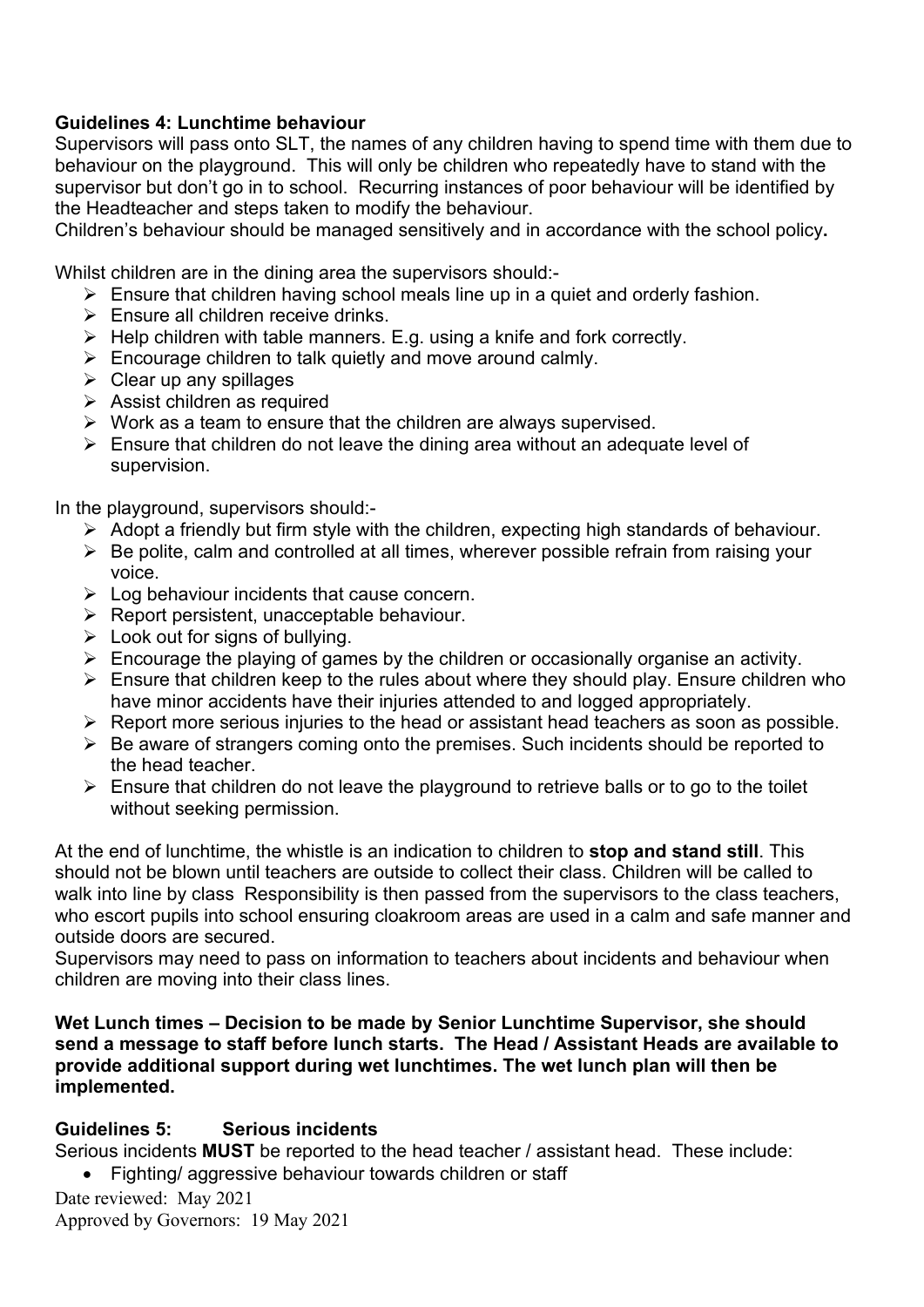### Guidelines 4: Lunchtime behaviour

Supervisors will pass onto SLT, the names of any children having to spend time with them due to behaviour on the playground. This will only be children who repeatedly have to stand with the supervisor but don't go in to school. Recurring instances of poor behaviour will be identified by the Headteacher and steps taken to modify the behaviour.

Children's behaviour should be managed sensitively and in accordance with the school policy**.**

Whilst children are in the dining area the supervisors should:-

- Ensure that children having school meals line up in a quiet and orderly fashion.
- Ensure all children receive drinks.
- Help children with table manners. E.g. using a knife and fork correctly.
- Encourage children to talk quietly and move around calmly.
- Clear up any spillages
- Assist children as required
- Work as a team to ensure that the children are always supervised.
- Ensure that children do not leave the dining area without an adequate level of supervision.

In the playground, supervisors should:-

- Adopt a friendly but firm style with the children, expecting high standards of behaviour.
- Be polite, calm and controlled at all times, wherever possible refrain from raising your voice.
- Log behaviour incidents that cause concern.
- Report persistent, unacceptable behaviour.
- Look out for signs of bullying.
- Encourage the playing of games by the children or occasionally organise an activity.
- Ensure that children keep to the rules about where they should play. Ensure children who have minor accidents have their injuries attended to and logged appropriately.
- Report more serious injuries to the head or assistant head teachers as soon as possible.
- Be aware of strangers coming onto the premises. Such incidents should be reported to the head teacher.
- Ensure that children do not leave the playground to retrieve balls or to go to the toilet without seeking permission.

At the end of lunchtime, the whistle is an indication to children to **stop and stand still**. This should not be blown until teachers are outside to collect their class. Children will be called to walk into line by class Responsibility is then passed from the supervisors to the class teachers, who escort pupils into school ensuring cloakroom areas are used in a calm and safe manner and outside doors are secured.

Supervisors may need to pass on information to teachers about incidents and behaviour when children are moving into their class lines.

**Wet Lunch times – Decision to be made by Senior Lunchtime Supervisor, she should send a message to staff before lunch starts. The Head / Assistant Heads are available to provide additional support during wet lunchtimes. The wet lunch plan will then be implemented.**

### Guidelines 5: Serious incidents

Serious incidents **MUST** be reported to the head teacher / assistant head. These include:

- Fighting/ aggressive behaviour towards children or staff

Date reviewed: May 2021
Approved by Governors: 19 May 2021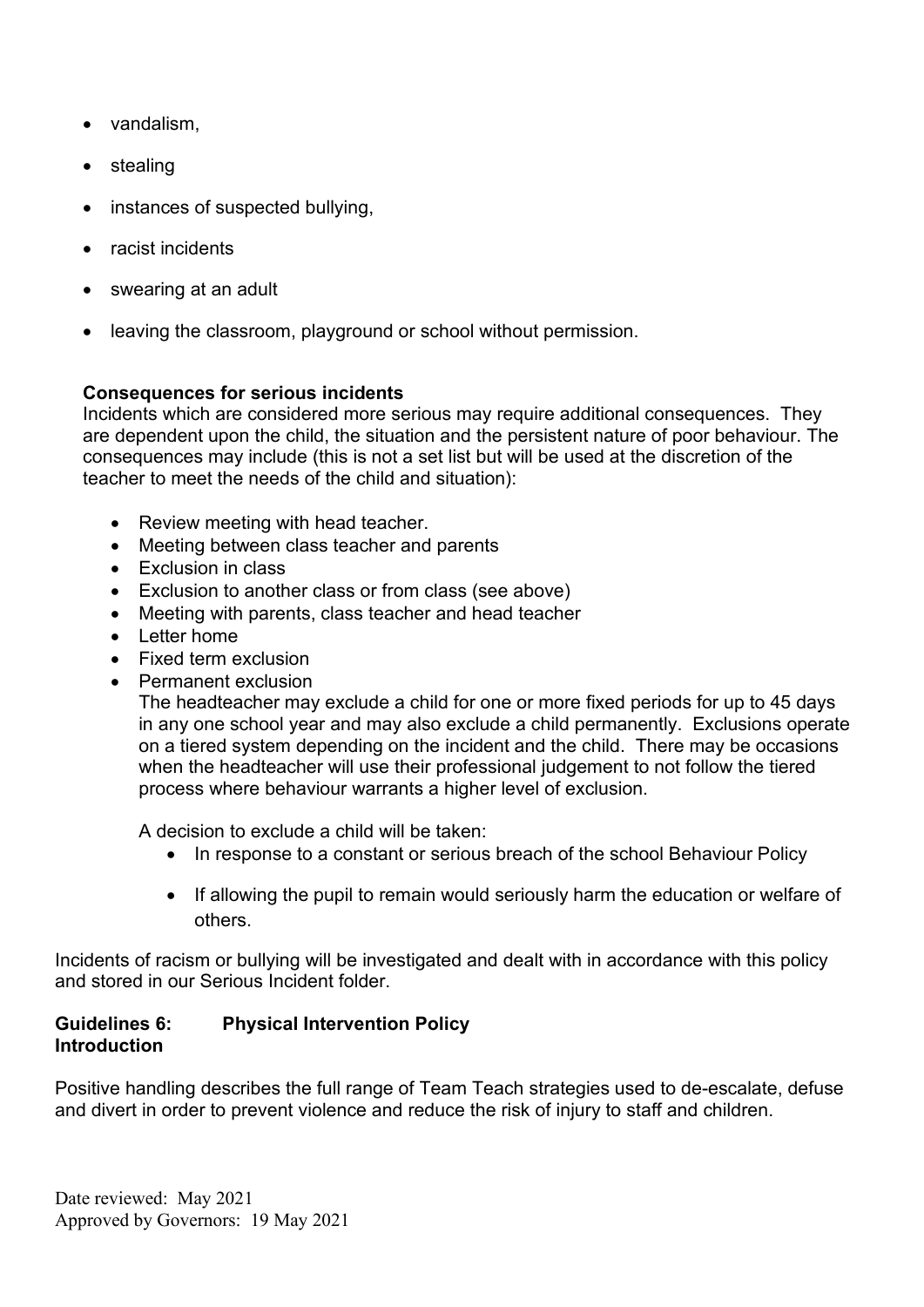- vandalism,
- stealing
- instances of suspected bullying,
- racist incidents
- swearing at an adult
- leaving the classroom, playground or school without permission.

**Consequences for serious incidents**
Incidents which are considered more serious may require additional consequences. They are dependent upon the child, the situation and the persistent nature of poor behaviour. The consequences may include (this is not a set list but will be used at the discretion of the teacher to meet the needs of the child and situation):

- Review meeting with head teacher.
- Meeting between class teacher and parents
- Exclusion in class
- Exclusion to another class or from class (see above)
- Meeting with parents, class teacher and head teacher
- Letter home
- Fixed term exclusion
- Permanent exclusion
  The headteacher may exclude a child for one or more fixed periods for up to 45 days in any one school year and may also exclude a child permanently. Exclusions operate on a tiered system depending on the incident and the child. There may be occasions when the headteacher will use their professional judgement to not follow the tiered process where behaviour warrants a higher level of exclusion.

  A decision to exclude a child will be taken:
    - In response to a constant or serious breach of the school Behaviour Policy
    - If allowing the pupil to remain would seriously harm the education or welfare of others.

Incidents of racism or bullying will be investigated and dealt with in accordance with this policy and stored in our Serious Incident folder.

**Guidelines 6: Physical Intervention Policy**
**Introduction**

Positive handling describes the full range of Team Teach strategies used to de-escalate, defuse and divert in order to prevent violence and reduce the risk of injury to staff and children.

Date reviewed: May 2021
Approved by Governors: 19 May 2021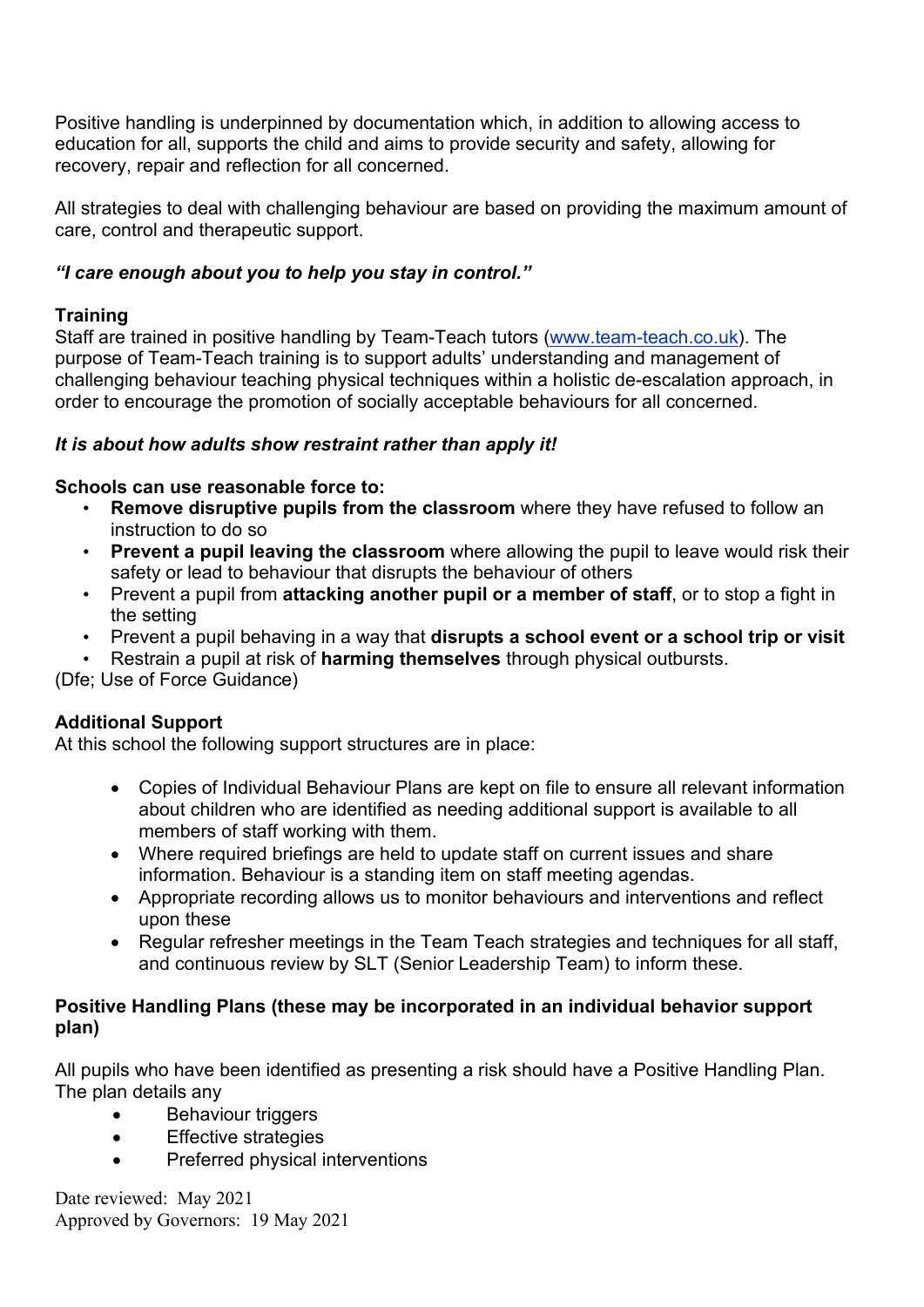Positive handling is underpinned by documentation which, in addition to allowing access to education for all, supports the child and aims to provide security and safety, allowing for recovery, repair and reflection for all concerned.

All strategies to deal with challenging behaviour are based on providing the maximum amount of care, control and therapeutic support.

***"I care enough about you to help you stay in control."***

**Training**

Staff are trained in positive handling by Team-Teach tutors ([www.team-teach.co.uk](http://www.team-teach.co.uk)). The purpose of Team-Teach training is to support adults' understanding and management of challenging behaviour teaching physical techniques within a holistic de-escalation approach, in order to encourage the promotion of socially acceptable behaviours for all concerned.

***It is about how adults show restraint rather than apply it!***

**Schools can use reasonable force to:**

- **Remove disruptive pupils from the classroom** where they have refused to follow an instruction to do so
- **Prevent a pupil leaving the classroom** where allowing the pupil to leave would risk their safety or lead to behaviour that disrupts the behaviour of others
- Prevent a pupil from **attacking another pupil or a member of staff**, or to stop a fight in the setting
- Prevent a pupil behaving in a way that **disrupts a school event or a school trip or visit**
- Restrain a pupil at risk of **harming themselves** through physical outbursts.

(Dfe; Use of Force Guidance)

**Additional Support**

At this school the following support structures are in place:

- Copies of Individual Behaviour Plans are kept on file to ensure all relevant information about children who are identified as needing additional support is available to all members of staff working with them.
- Where required briefings are held to update staff on current issues and share information. Behaviour is a standing item on staff meeting agendas.
- Appropriate recording allows us to monitor behaviours and interventions and reflect upon these
- Regular refresher meetings in the Team Teach strategies and techniques for all staff, and continuous review by SLT (Senior Leadership Team) to inform these.

**Positive Handling Plans (these may be incorporated in an individual behavior support plan)**

All pupils who have been identified as presenting a risk should have a Positive Handling Plan. The plan details any

- Behaviour triggers
- Effective strategies
- Preferred physical interventions

Date reviewed: May 2021
Approved by Governors: 19 May 2021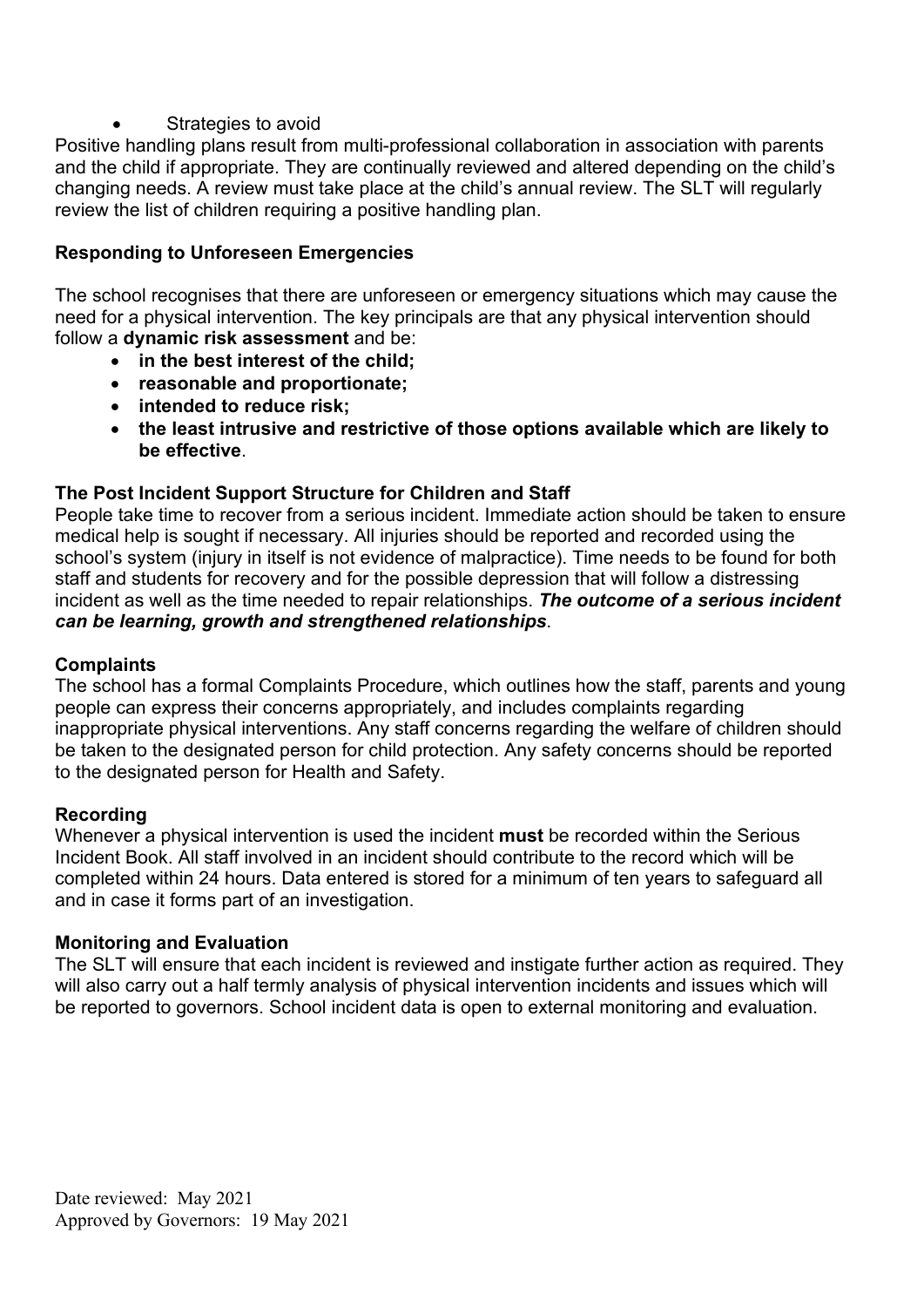- Strategies to avoid

Positive handling plans result from multi-professional collaboration in association with parents and the child if appropriate. They are continually reviewed and altered depending on the child's changing needs. A review must take place at the child's annual review. The SLT will regularly review the list of children requiring a positive handling plan.

**Responding to Unforeseen Emergencies**

The school recognises that there are unforeseen or emergency situations which may cause the need for a physical intervention. The key principals are that any physical intervention should follow a **dynamic risk assessment** and be:

- **in the best interest of the child;**
- **reasonable and proportionate;**
- **intended to reduce risk;**
- **the least intrusive and restrictive of those options available which are likely to be effective**.

**The Post Incident Support Structure for Children and Staff**

People take time to recover from a serious incident. Immediate action should be taken to ensure medical help is sought if necessary. All injuries should be reported and recorded using the school's system (injury in itself is not evidence of malpractice). Time needs to be found for both staff and students for recovery and for the possible depression that will follow a distressing incident as well as the time needed to repair relationships. ***The outcome of a serious incident can be learning, growth and strengthened relationships***.

**Complaints**

The school has a formal Complaints Procedure, which outlines how the staff, parents and young people can express their concerns appropriately, and includes complaints regarding inappropriate physical interventions. Any staff concerns regarding the welfare of children should be taken to the designated person for child protection. Any safety concerns should be reported to the designated person for Health and Safety.

**Recording**

Whenever a physical intervention is used the incident **must** be recorded within the Serious Incident Book. All staff involved in an incident should contribute to the record which will be completed within 24 hours. Data entered is stored for a minimum of ten years to safeguard all and in case it forms part of an investigation.

**Monitoring and Evaluation**

The SLT will ensure that each incident is reviewed and instigate further action as required. They will also carry out a half termly analysis of physical intervention incidents and issues which will be reported to governors. School incident data is open to external monitoring and evaluation.

Date reviewed: May 2021
Approved by Governors: 19 May 2021